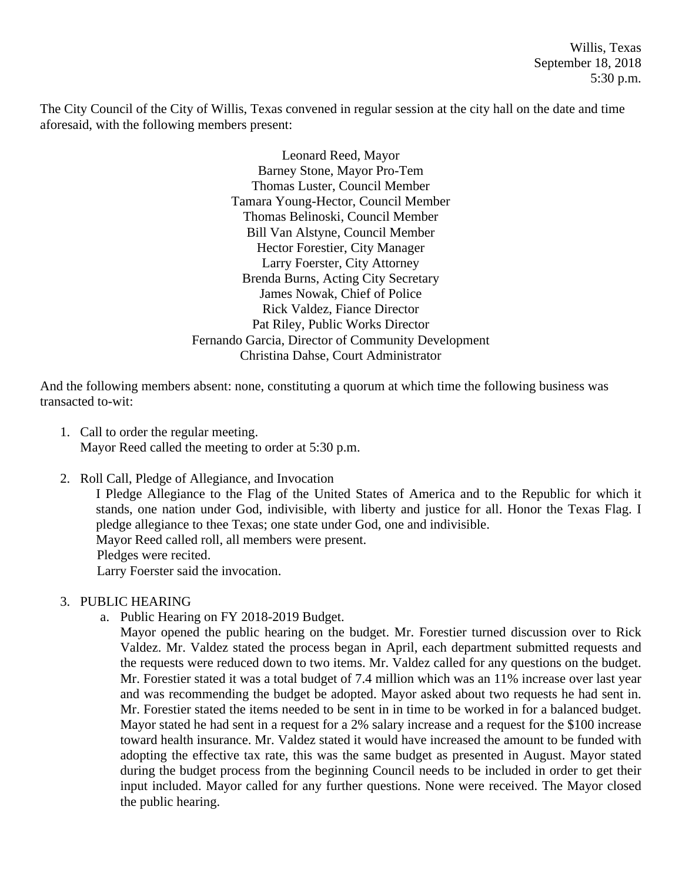Willis, Texas
September 18, 2018
5:30 p.m.

The City Council of the City of Willis, Texas convened in regular session at the city hall on the date and time aforesaid, with the following members present:

Leonard Reed, Mayor
Barney Stone, Mayor Pro-Tem
Thomas Luster, Council Member
Tamara Young-Hector, Council Member
Thomas Belinoski, Council Member
Bill Van Alstyne, Council Member
Hector Forestier, City Manager
Larry Foerster, City Attorney
Brenda Burns, Acting City Secretary
James Nowak, Chief of Police
Rick Valdez, Fiance Director
Pat Riley, Public Works Director
Fernando Garcia, Director of Community Development
Christina Dahse, Court Administrator

And the following members absent: none, constituting a quorum at which time the following business was transacted to-wit:

1. Call to order the regular meeting.
   Mayor Reed called the meeting to order at 5:30 p.m.

2. Roll Call, Pledge of Allegiance, and Invocation
   I Pledge Allegiance to the Flag of the United States of America and to the Republic for which it stands, one nation under God, indivisible, with liberty and justice for all. Honor the Texas Flag. I pledge allegiance to thee Texas; one state under God, one and indivisible.
   Mayor Reed called roll, all members were present.
   Pledges were recited.
   Larry Foerster said the invocation.

3. PUBLIC HEARING
   a. Public Hearing on FY 2018-2019 Budget.
      Mayor opened the public hearing on the budget. Mr. Forestier turned discussion over to Rick Valdez. Mr. Valdez stated the process began in April, each department submitted requests and the requests were reduced down to two items. Mr. Valdez called for any questions on the budget. Mr. Forestier stated it was a total budget of 7.4 million which was an 11% increase over last year and was recommending the budget be adopted. Mayor asked about two requests he had sent in. Mr. Forestier stated the items needed to be sent in in time to be worked in for a balanced budget. Mayor stated he had sent in a request for a 2% salary increase and a request for the $100 increase toward health insurance. Mr. Valdez stated it would have increased the amount to be funded with adopting the effective tax rate, this was the same budget as presented in August. Mayor stated during the budget process from the beginning Council needs to be included in order to get their input included. Mayor called for any further questions. None were received. The Mayor closed the public hearing.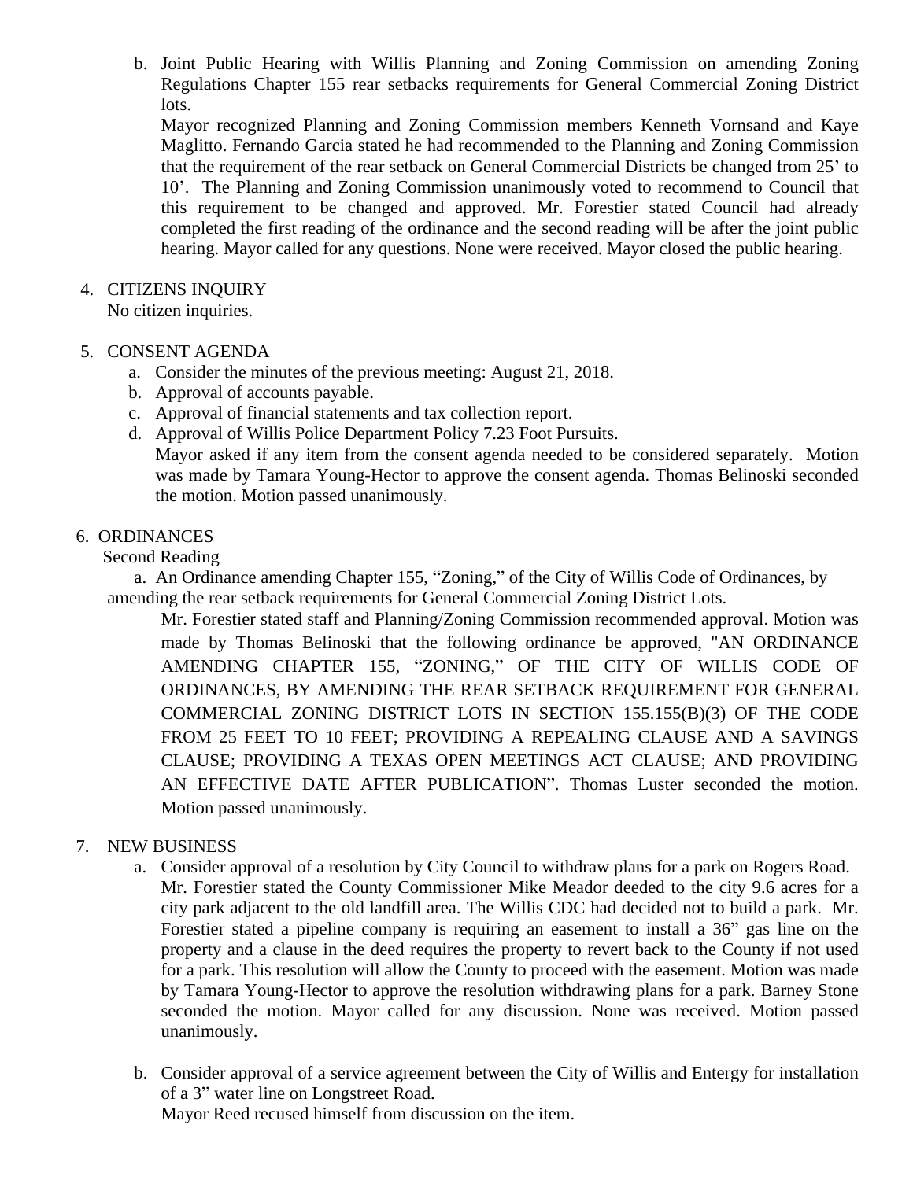b. Joint Public Hearing with Willis Planning and Zoning Commission on amending Zoning Regulations Chapter 155 rear setbacks requirements for General Commercial Zoning District lots.

   Mayor recognized Planning and Zoning Commission members Kenneth Vornsand and Kaye Maglitto. Fernando Garcia stated he had recommended to the Planning and Zoning Commission that the requirement of the rear setback on General Commercial Districts be changed from 25' to 10'. The Planning and Zoning Commission unanimously voted to recommend to Council that this requirement to be changed and approved. Mr. Forestier stated Council had already completed the first reading of the ordinance and the second reading will be after the joint public hearing. Mayor called for any questions. None were received. Mayor closed the public hearing.

4. CITIZENS INQUIRY

   No citizen inquiries.

5. CONSENT AGENDA
   a. Consider the minutes of the previous meeting: August 21, 2018.
   b. Approval of accounts payable.
   c. Approval of financial statements and tax collection report.
   d. Approval of Willis Police Department Policy 7.23 Foot Pursuits.

   Mayor asked if any item from the consent agenda needed to be considered separately. Motion was made by Tamara Young-Hector to approve the consent agenda. Thomas Belinoski seconded the motion. Motion passed unanimously.

6. ORDINANCES

   Second Reading

   a. An Ordinance amending Chapter 155, "Zoning," of the City of Willis Code of Ordinances, by amending the rear setback requirements for General Commercial Zoning District Lots.

   Mr. Forestier stated staff and Planning/Zoning Commission recommended approval. Motion was made by Thomas Belinoski that the following ordinance be approved, "AN ORDINANCE AMENDING CHAPTER 155, "ZONING," OF THE CITY OF WILLIS CODE OF ORDINANCES, BY AMENDING THE REAR SETBACK REQUIREMENT FOR GENERAL COMMERCIAL ZONING DISTRICT LOTS IN SECTION 155.155(B)(3) OF THE CODE FROM 25 FEET TO 10 FEET; PROVIDING A REPEALING CLAUSE AND A SAVINGS CLAUSE; PROVIDING A TEXAS OPEN MEETINGS ACT CLAUSE; AND PROVIDING AN EFFECTIVE DATE AFTER PUBLICATION". Thomas Luster seconded the motion. Motion passed unanimously.

7. NEW BUSINESS
   a. Consider approval of a resolution by City Council to withdraw plans for a park on Rogers Road.

      Mr. Forestier stated the County Commissioner Mike Meador deeded to the city 9.6 acres for a city park adjacent to the old landfill area. The Willis CDC had decided not to build a park. Mr. Forestier stated a pipeline company is requiring an easement to install a 36" gas line on the property and a clause in the deed requires the property to revert back to the County if not used for a park. This resolution will allow the County to proceed with the easement. Motion was made by Tamara Young-Hector to approve the resolution withdrawing plans for a park. Barney Stone seconded the motion. Mayor called for any discussion. None was received. Motion passed unanimously.

   b. Consider approval of a service agreement between the City of Willis and Entergy for installation of a 3" water line on Longstreet Road.

      Mayor Reed recused himself from discussion on the item.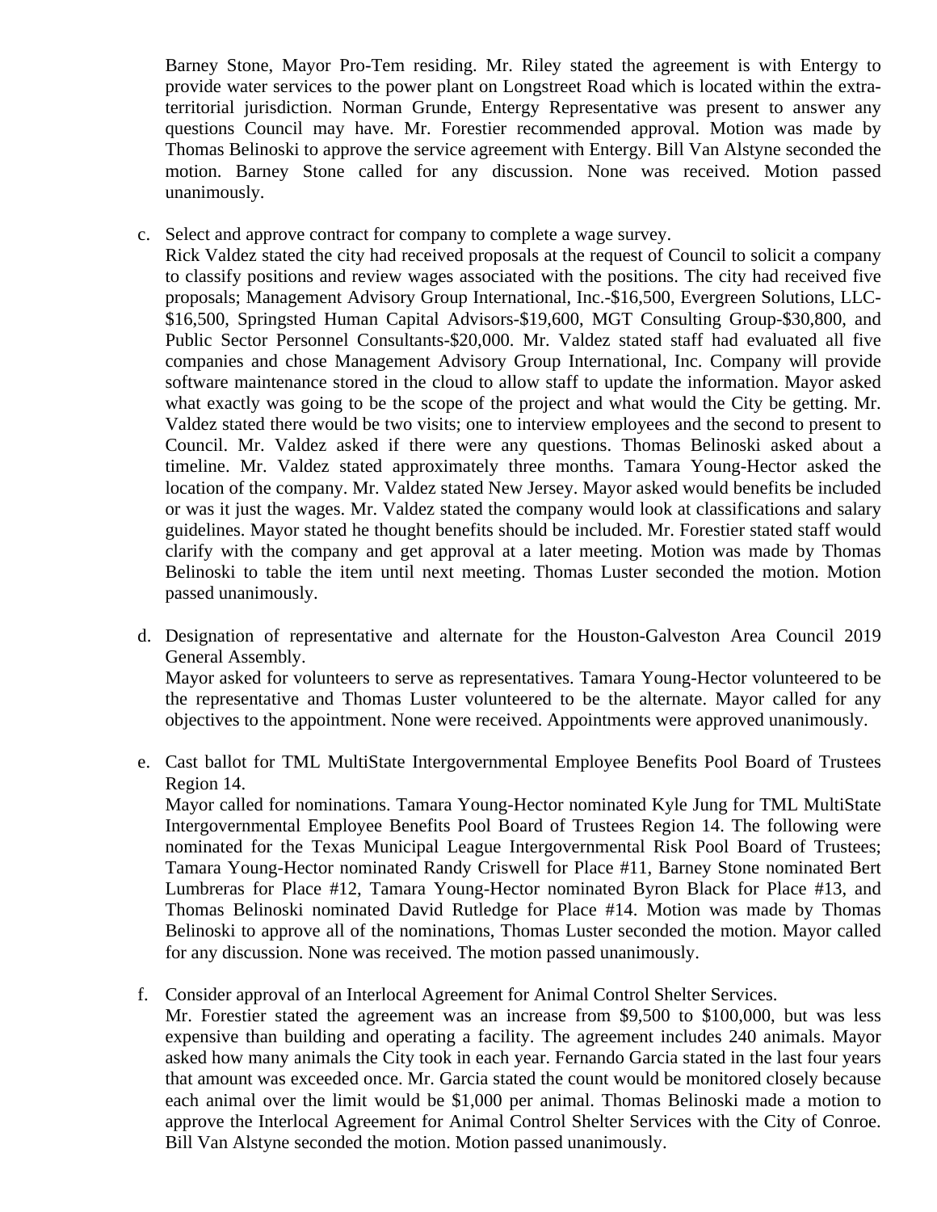Barney Stone, Mayor Pro-Tem residing. Mr. Riley stated the agreement is with Entergy to provide water services to the power plant on Longstreet Road which is located within the extra-territorial jurisdiction. Norman Grunde, Entergy Representative was present to answer any questions Council may have. Mr. Forestier recommended approval. Motion was made by Thomas Belinoski to approve the service agreement with Entergy. Bill Van Alstyne seconded the motion. Barney Stone called for any discussion. None was received. Motion passed unanimously.

c. Select and approve contract for company to complete a wage survey.
   Rick Valdez stated the city had received proposals at the request of Council to solicit a company to classify positions and review wages associated with the positions. The city had received five proposals; Management Advisory Group International, Inc.-$16,500, Evergreen Solutions, LLC-$16,500, Springsted Human Capital Advisors-$19,600, MGT Consulting Group-$30,800, and Public Sector Personnel Consultants-$20,000. Mr. Valdez stated staff had evaluated all five companies and chose Management Advisory Group International, Inc. Company will provide software maintenance stored in the cloud to allow staff to update the information. Mayor asked what exactly was going to be the scope of the project and what would the City be getting. Mr. Valdez stated there would be two visits; one to interview employees and the second to present to Council. Mr. Valdez asked if there were any questions. Thomas Belinoski asked about a timeline. Mr. Valdez stated approximately three months. Tamara Young-Hector asked the location of the company. Mr. Valdez stated New Jersey. Mayor asked would benefits be included or was it just the wages. Mr. Valdez stated the company would look at classifications and salary guidelines. Mayor stated he thought benefits should be included. Mr. Forestier stated staff would clarify with the company and get approval at a later meeting. Motion was made by Thomas Belinoski to table the item until next meeting. Thomas Luster seconded the motion. Motion passed unanimously.

d. Designation of representative and alternate for the Houston-Galveston Area Council 2019 General Assembly.
   Mayor asked for volunteers to serve as representatives. Tamara Young-Hector volunteered to be the representative and Thomas Luster volunteered to be the alternate. Mayor called for any objectives to the appointment. None were received. Appointments were approved unanimously.

e. Cast ballot for TML MultiState Intergovernmental Employee Benefits Pool Board of Trustees Region 14.
   Mayor called for nominations. Tamara Young-Hector nominated Kyle Jung for TML MultiState Intergovernmental Employee Benefits Pool Board of Trustees Region 14. The following were nominated for the Texas Municipal League Intergovernmental Risk Pool Board of Trustees; Tamara Young-Hector nominated Randy Criswell for Place #11, Barney Stone nominated Bert Lumbreras for Place #12, Tamara Young-Hector nominated Byron Black for Place #13, and Thomas Belinoski nominated David Rutledge for Place #14. Motion was made by Thomas Belinoski to approve all of the nominations, Thomas Luster seconded the motion. Mayor called for any discussion. None was received. The motion passed unanimously.

f. Consider approval of an Interlocal Agreement for Animal Control Shelter Services.
   Mr. Forestier stated the agreement was an increase from $9,500 to $100,000, but was less expensive than building and operating a facility. The agreement includes 240 animals. Mayor asked how many animals the City took in each year. Fernando Garcia stated in the last four years that amount was exceeded once. Mr. Garcia stated the count would be monitored closely because each animal over the limit would be $1,000 per animal. Thomas Belinoski made a motion to approve the Interlocal Agreement for Animal Control Shelter Services with the City of Conroe. Bill Van Alstyne seconded the motion. Motion passed unanimously.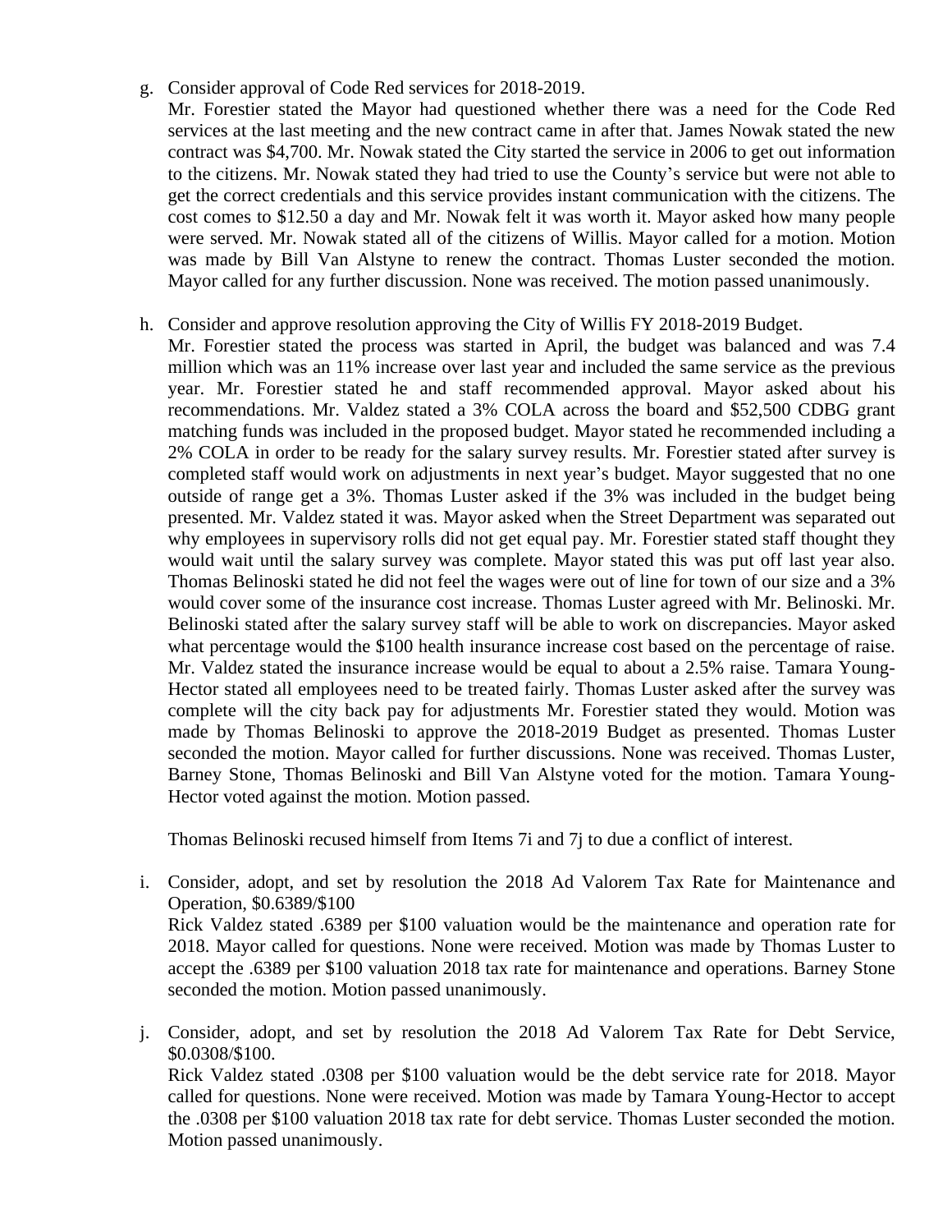g. Consider approval of Code Red services for 2018-2019.

   Mr. Forestier stated the Mayor had questioned whether there was a need for the Code Red services at the last meeting and the new contract came in after that. James Nowak stated the new contract was $4,700. Mr. Nowak stated the City started the service in 2006 to get out information to the citizens. Mr. Nowak stated they had tried to use the County's service but were not able to get the correct credentials and this service provides instant communication with the citizens. The cost comes to $12.50 a day and Mr. Nowak felt it was worth it. Mayor asked how many people were served. Mr. Nowak stated all of the citizens of Willis. Mayor called for a motion. Motion was made by Bill Van Alstyne to renew the contract. Thomas Luster seconded the motion. Mayor called for any further discussion. None was received. The motion passed unanimously.

h. Consider and approve resolution approving the City of Willis FY 2018-2019 Budget.

   Mr. Forestier stated the process was started in April, the budget was balanced and was 7.4 million which was an 11% increase over last year and included the same service as the previous year. Mr. Forestier stated he and staff recommended approval. Mayor asked about his recommendations. Mr. Valdez stated a 3% COLA across the board and $52,500 CDBG grant matching funds was included in the proposed budget. Mayor stated he recommended including a 2% COLA in order to be ready for the salary survey results. Mr. Forestier stated after survey is completed staff would work on adjustments in next year's budget. Mayor suggested that no one outside of range get a 3%. Thomas Luster asked if the 3% was included in the budget being presented. Mr. Valdez stated it was. Mayor asked when the Street Department was separated out why employees in supervisory rolls did not get equal pay. Mr. Forestier stated staff thought they would wait until the salary survey was complete. Mayor stated this was put off last year also. Thomas Belinoski stated he did not feel the wages were out of line for town of our size and a 3% would cover some of the insurance cost increase. Thomas Luster agreed with Mr. Belinoski. Mr. Belinoski stated after the salary survey staff will be able to work on discrepancies. Mayor asked what percentage would the $100 health insurance increase cost based on the percentage of raise. Mr. Valdez stated the insurance increase would be equal to about a 2.5% raise. Tamara Young-Hector stated all employees need to be treated fairly. Thomas Luster asked after the survey was complete will the city back pay for adjustments Mr. Forestier stated they would. Motion was made by Thomas Belinoski to approve the 2018-2019 Budget as presented. Thomas Luster seconded the motion. Mayor called for further discussions. None was received. Thomas Luster, Barney Stone, Thomas Belinoski and Bill Van Alstyne voted for the motion. Tamara Young-Hector voted against the motion. Motion passed.

   Thomas Belinoski recused himself from Items 7i and 7j to due a conflict of interest.

i. Consider, adopt, and set by resolution the 2018 Ad Valorem Tax Rate for Maintenance and Operation, $0.6389/$100

   Rick Valdez stated .6389 per $100 valuation would be the maintenance and operation rate for 2018. Mayor called for questions. None were received. Motion was made by Thomas Luster to accept the .6389 per $100 valuation 2018 tax rate for maintenance and operations. Barney Stone seconded the motion. Motion passed unanimously.

j. Consider, adopt, and set by resolution the 2018 Ad Valorem Tax Rate for Debt Service, $0.0308/$100.

   Rick Valdez stated .0308 per $100 valuation would be the debt service rate for 2018. Mayor called for questions. None were received. Motion was made by Tamara Young-Hector to accept the .0308 per $100 valuation 2018 tax rate for debt service. Thomas Luster seconded the motion. Motion passed unanimously.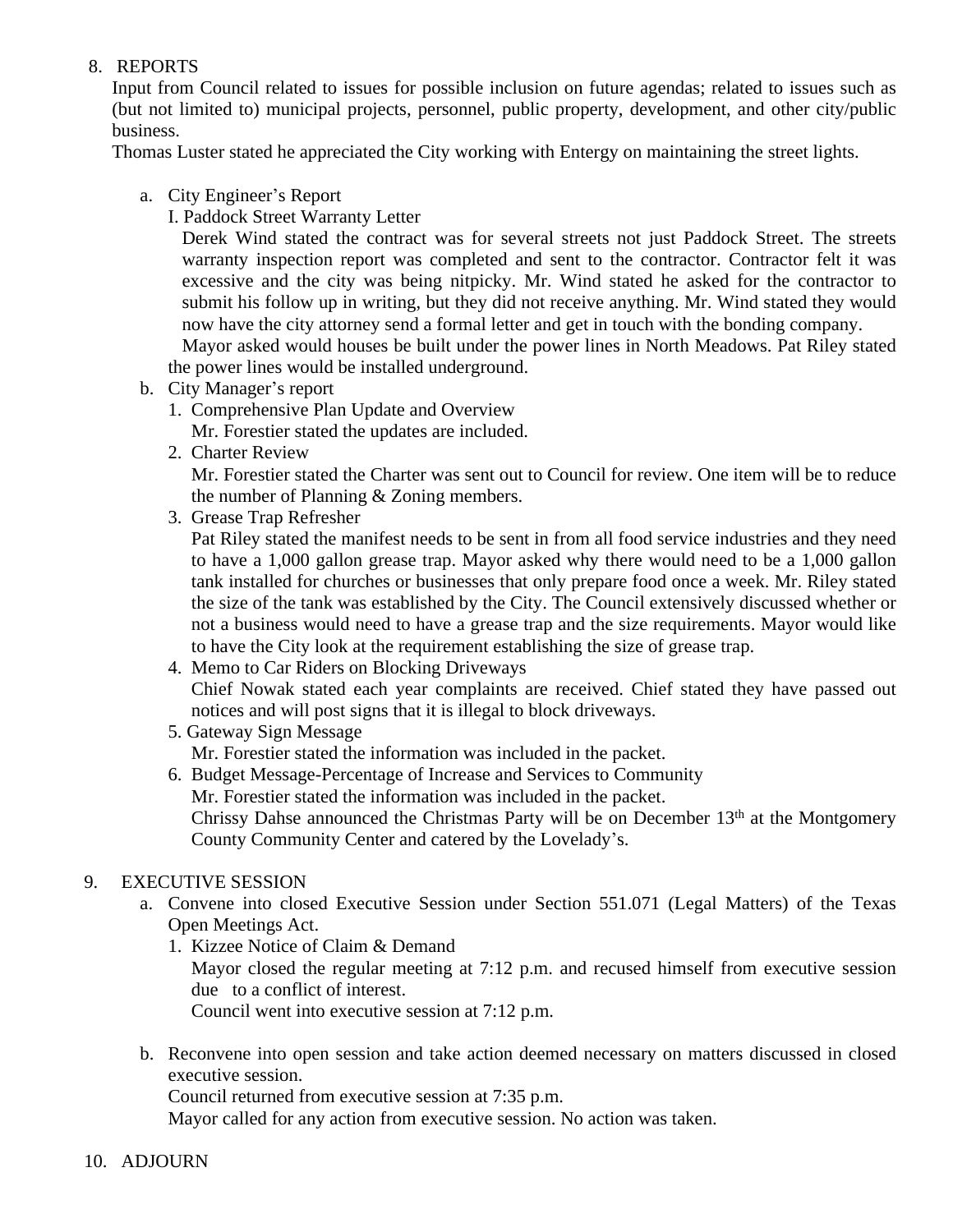8. REPORTS

Input from Council related to issues for possible inclusion on future agendas; related to issues such as (but not limited to) municipal projects, personnel, public property, development, and other city/public business.

Thomas Luster stated he appreciated the City working with Entergy on maintaining the street lights.

a. City Engineer's Report

   I. Paddock Street Warranty Letter

   Derek Wind stated the contract was for several streets not just Paddock Street. The streets warranty inspection report was completed and sent to the contractor. Contractor felt it was excessive and the city was being nitpicky. Mr. Wind stated he asked for the contractor to submit his follow up in writing, but they did not receive anything. Mr. Wind stated they would now have the city attorney send a formal letter and get in touch with the bonding company.

   Mayor asked would houses be built under the power lines in North Meadows. Pat Riley stated the power lines would be installed underground.

b. City Manager's report

   1. Comprehensive Plan Update and Overview
      Mr. Forestier stated the updates are included.
   2. Charter Review
      Mr. Forestier stated the Charter was sent out to Council for review. One item will be to reduce the number of Planning & Zoning members.
   3. Grease Trap Refresher
      Pat Riley stated the manifest needs to be sent in from all food service industries and they need to have a 1,000 gallon grease trap. Mayor asked why there would need to be a 1,000 gallon tank installed for churches or businesses that only prepare food once a week. Mr. Riley stated the size of the tank was established by the City. The Council extensively discussed whether or not a business would need to have a grease trap and the size requirements. Mayor would like to have the City look at the requirement establishing the size of grease trap.
   4. Memo to Car Riders on Blocking Driveways
      Chief Nowak stated each year complaints are received. Chief stated they have passed out notices and will post signs that it is illegal to block driveways.
   5. Gateway Sign Message
      Mr. Forestier stated the information was included in the packet.
   6. Budget Message-Percentage of Increase and Services to Community
      Mr. Forestier stated the information was included in the packet.
      Chrissy Dahse announced the Christmas Party will be on December 13th at the Montgomery County Community Center and catered by the Lovelady's.

9. EXECUTIVE SESSION

a. Convene into closed Executive Session under Section 551.071 (Legal Matters) of the Texas Open Meetings Act.

   1. Kizzee Notice of Claim & Demand
      Mayor closed the regular meeting at 7:12 p.m. and recused himself from executive session due to a conflict of interest.
      Council went into executive session at 7:12 p.m.

b. Reconvene into open session and take action deemed necessary on matters discussed in closed executive session.

   Council returned from executive session at 7:35 p.m.

   Mayor called for any action from executive session. No action was taken.

10. ADJOURN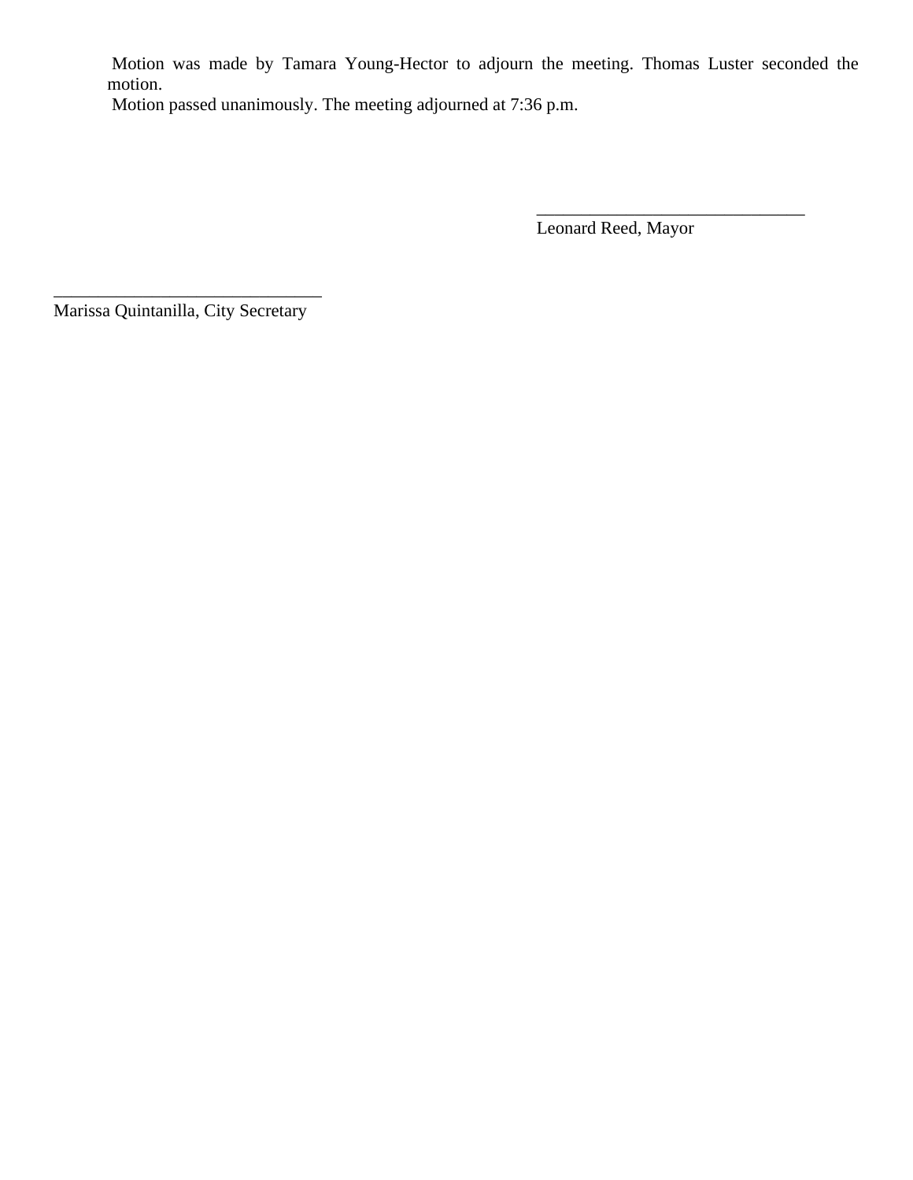Motion was made by Tamara Young-Hector to adjourn the meeting. Thomas Luster seconded the motion.

Motion passed unanimously. The meeting adjourned at 7:36 p.m.

\_\_\_\_\_\_\_\_\_\_\_\_\_\_\_\_\_\_\_\_\_\_\_\_\_\_\_\_\_\_\_\_

Leonard Reed, Mayor

\_\_\_\_\_\_\_\_\_\_\_\_\_\_\_\_\_\_\_\_\_\_\_\_\_\_\_\_\_\_\_\_

Marissa Quintanilla, City Secretary